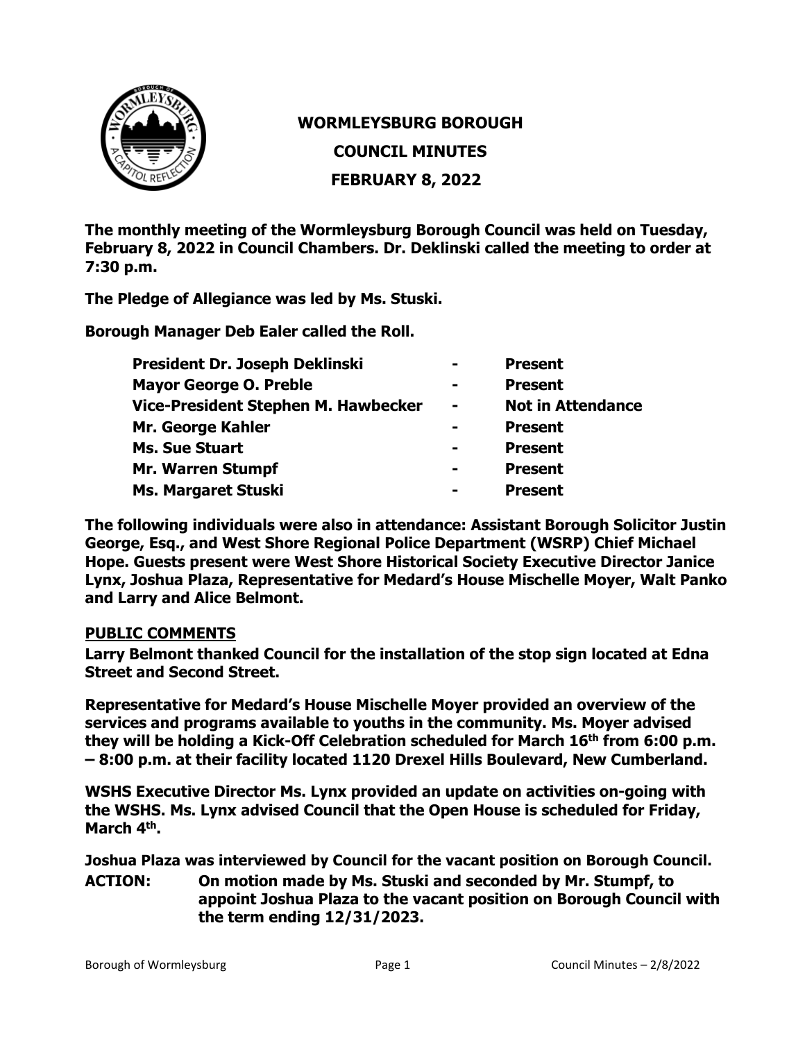# WORMLEYSBURG BOROUGH

## COUNCIL MINUTES

## FEBRUARY 8, 2022

**The monthly meeting of the Wormleysburg Borough Council was held on Tuesday, February 8, 2022 in Council Chambers. Dr. Deklinski called the meeting to order at 7:30 p.m.**

**The Pledge of Allegiance was led by Ms. Stuski.**

**Borough Manager Deb Ealer called the Roll.**

| | | |
|---|---|---|
| **President Dr. Joseph Deklinski** | **-** | **Present** |
| **Mayor George O. Preble** | **-** | **Present** |
| **Vice-President Stephen M. Hawbecker** | **-** | **Not in Attendance** |
| **Mr. George Kahler** | **-** | **Present** |
| **Ms. Sue Stuart** | **-** | **Present** |
| **Mr. Warren Stumpf** | **-** | **Present** |
| **Ms. Margaret Stuski** | **-** | **Present** |

**The following individuals were also in attendance: Assistant Borough Solicitor Justin George, Esq., and West Shore Regional Police Department (WSRP) Chief Michael Hope. Guests present were West Shore Historical Society Executive Director Janice Lynx, Joshua Plaza, Representative for Medard's House Mischelle Moyer, Walt Panko and Larry and Alice Belmont.**

**PUBLIC COMMENTS**

**Larry Belmont thanked Council for the installation of the stop sign located at Edna Street and Second Street.**

**Representative for Medard's House Mischelle Moyer provided an overview of the services and programs available to youths in the community. Ms. Moyer advised they will be holding a Kick-Off Celebration scheduled for March 16th from 6:00 p.m. – 8:00 p.m. at their facility located 1120 Drexel Hills Boulevard, New Cumberland.**

**WSHS Executive Director Ms. Lynx provided an update on activities on-going with the WSHS. Ms. Lynx advised Council that the Open House is scheduled for Friday, March 4th.**

**Joshua Plaza was interviewed by Council for the vacant position on Borough Council.**

**ACTION: On motion made by Ms. Stuski and seconded by Mr. Stumpf, to appoint Joshua Plaza to the vacant position on Borough Council with the term ending 12/31/2023.**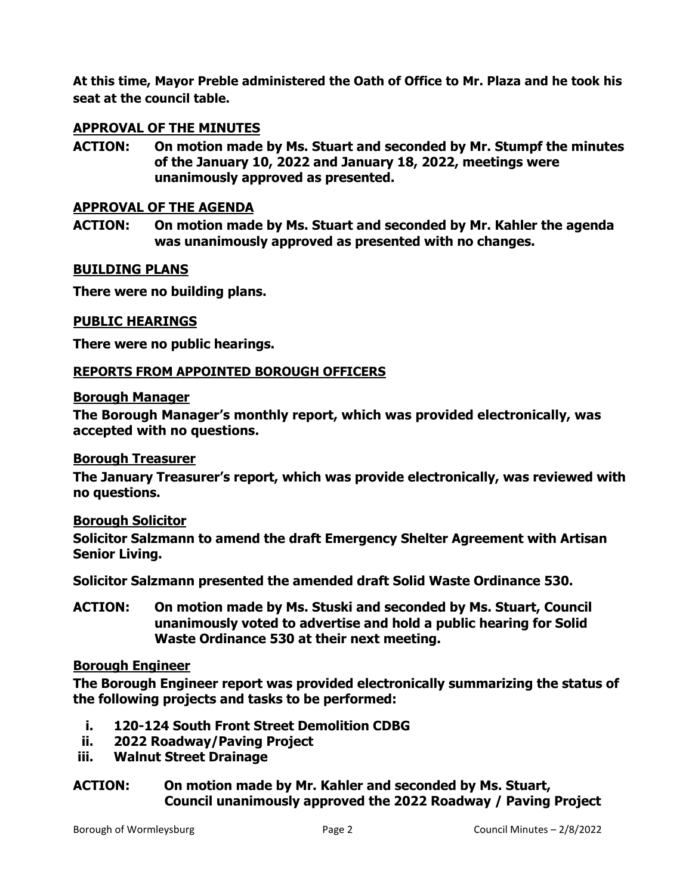**At this time, Mayor Preble administered the Oath of Office to Mr. Plaza and he took his seat at the council table.**

## APPROVAL OF THE MINUTES

**ACTION: On motion made by Ms. Stuart and seconded by Mr. Stumpf the minutes of the January 10, 2022 and January 18, 2022, meetings were unanimously approved as presented.**

## APPROVAL OF THE AGENDA

**ACTION: On motion made by Ms. Stuart and seconded by Mr. Kahler the agenda was unanimously approved as presented with no changes.**

## BUILDING PLANS

**There were no building plans.**

## PUBLIC HEARINGS

**There were no public hearings.**

## REPORTS FROM APPOINTED BOROUGH OFFICERS

### Borough Manager

**The Borough Manager's monthly report, which was provided electronically, was accepted with no questions.**

### Borough Treasurer

**The January Treasurer's report, which was provide electronically, was reviewed with no questions.**

### Borough Solicitor

**Solicitor Salzmann to amend the draft Emergency Shelter Agreement with Artisan Senior Living.**

**Solicitor Salzmann presented the amended draft Solid Waste Ordinance 530.**

**ACTION: On motion made by Ms. Stuski and seconded by Ms. Stuart, Council unanimously voted to advertise and hold a public hearing for Solid Waste Ordinance 530 at their next meeting.**

### Borough Engineer

**The Borough Engineer report was provided electronically summarizing the status of the following projects and tasks to be performed:**

- **i. 120-124 South Front Street Demolition CDBG**
- **ii. 2022 Roadway/Paving Project**
- **iii. Walnut Street Drainage**

**ACTION: On motion made by Mr. Kahler and seconded by Ms. Stuart, Council unanimously approved the 2022 Roadway / Paving Project**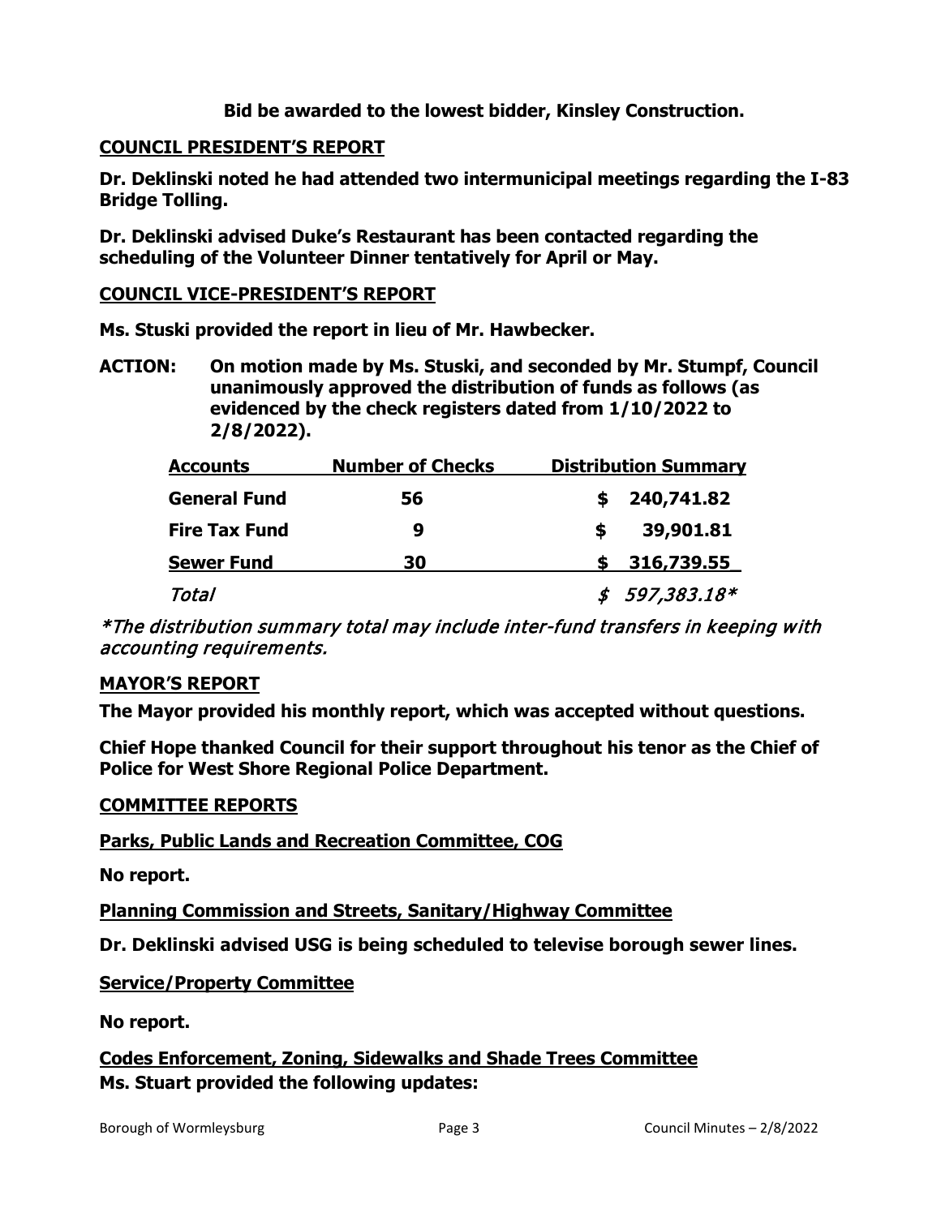**Bid be awarded to the lowest bidder, Kinsley Construction.**

## COUNCIL PRESIDENT'S REPORT

**Dr. Deklinski noted he had attended two intermunicipal meetings regarding the I-83 Bridge Tolling.**

**Dr. Deklinski advised Duke's Restaurant has been contacted regarding the scheduling of the Volunteer Dinner tentatively for April or May.**

## COUNCIL VICE-PRESIDENT'S REPORT

**Ms. Stuski provided the report in lieu of Mr. Hawbecker.**

**ACTION: On motion made by Ms. Stuski, and seconded by Mr. Stumpf, Council unanimously approved the distribution of funds as follows (as evidenced by the check registers dated from 1/10/2022 to 2/8/2022).**

| Accounts | Number of Checks | Distribution Summary |
|---|---|---|
| **General Fund** | **56** | **$ 240,741.82** |
| **Fire Tax Fund** | **9** | **$ 39,901.81** |
| **Sewer Fund** | **30** | **$ 316,739.55** |
| *Total* | | *$ 597,383.18** |

*\*The distribution summary total may include inter-fund transfers in keeping with accounting requirements.*

## MAYOR'S REPORT

**The Mayor provided his monthly report, which was accepted without questions.**

**Chief Hope thanked Council for their support throughout his tenor as the Chief of Police for West Shore Regional Police Department.**

## COMMITTEE REPORTS

### Parks, Public Lands and Recreation Committee, COG

**No report.**

### Planning Commission and Streets, Sanitary/Highway Committee

**Dr. Deklinski advised USG is being scheduled to televise borough sewer lines.**

### Service/Property Committee

**No report.**

### Codes Enforcement, Zoning, Sidewalks and Shade Trees Committee

**Ms. Stuart provided the following updates:**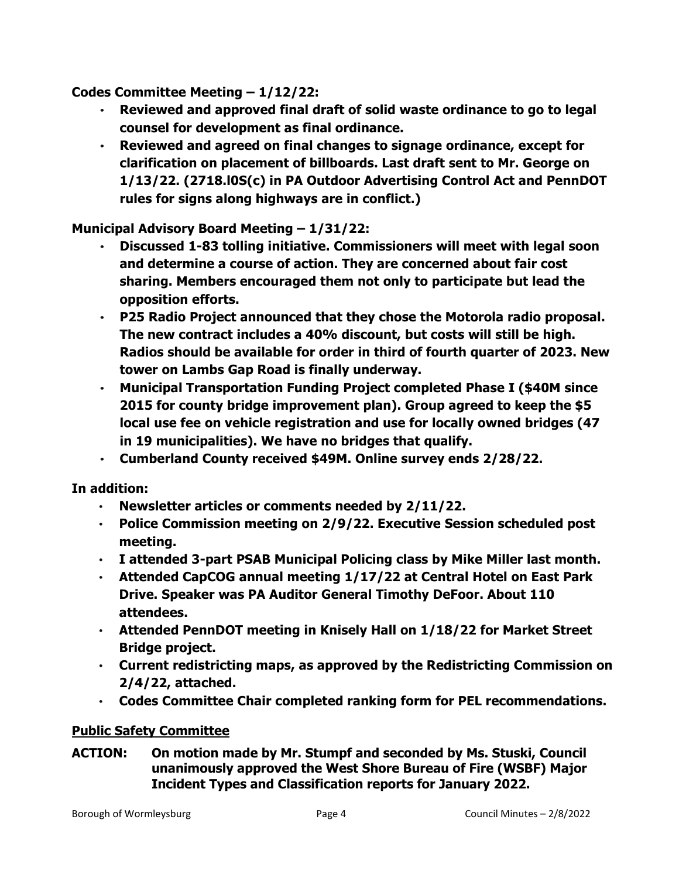**Codes Committee Meeting – 1/12/22:**

- **Reviewed and approved final draft of solid waste ordinance to go to legal counsel for development as final ordinance.**
- **Reviewed and agreed on final changes to signage ordinance, except for clarification on placement of billboards. Last draft sent to Mr. George on 1/13/22. (2718.l0S(c) in PA Outdoor Advertising Control Act and PennDOT rules for signs along highways are in conflict.)**

**Municipal Advisory Board Meeting – 1/31/22:**

- **Discussed 1-83 tolling initiative. Commissioners will meet with legal soon and determine a course of action. They are concerned about fair cost sharing. Members encouraged them not only to participate but lead the opposition efforts.**
- **P25 Radio Project announced that they chose the Motorola radio proposal. The new contract includes a 40% discount, but costs will still be high. Radios should be available for order in third of fourth quarter of 2023. New tower on Lambs Gap Road is finally underway.**
- **Municipal Transportation Funding Project completed Phase I ($40M since 2015 for county bridge improvement plan). Group agreed to keep the $5 local use fee on vehicle registration and use for locally owned bridges (47 in 19 municipalities). We have no bridges that qualify.**
- **Cumberland County received $49M. Online survey ends 2/28/22.**

**In addition:**

- **Newsletter articles or comments needed by 2/11/22.**
- **Police Commission meeting on 2/9/22. Executive Session scheduled post meeting.**
- **I attended 3-part PSAB Municipal Policing class by Mike Miller last month.**
- **Attended CapCOG annual meeting 1/17/22 at Central Hotel on East Park Drive. Speaker was PA Auditor General Timothy DeFoor. About 110 attendees.**
- **Attended PennDOT meeting in Knisely Hall on 1/18/22 for Market Street Bridge project.**
- **Current redistricting maps, as approved by the Redistricting Commission on 2/4/22, attached.**
- **Codes Committee Chair completed ranking form for PEL recommendations.**

## Public Safety Committee

**ACTION: On motion made by Mr. Stumpf and seconded by Ms. Stuski, Council unanimously approved the West Shore Bureau of Fire (WSBF) Major Incident Types and Classification reports for January 2022.**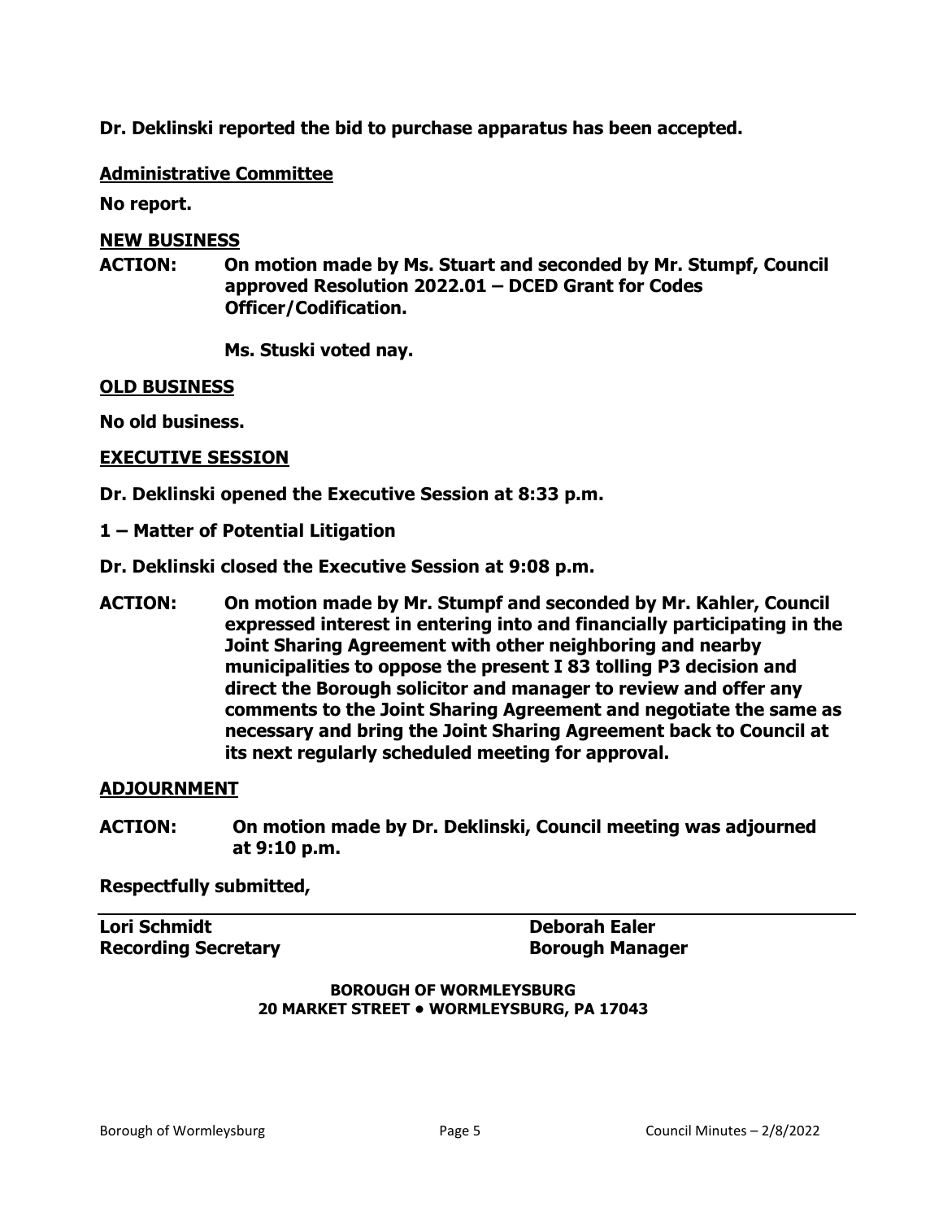**Dr. Deklinski reported the bid to purchase apparatus has been accepted.**

## Administrative Committee

**No report.**

## NEW BUSINESS

**ACTION: On motion made by Ms. Stuart and seconded by Mr. Stumpf, Council approved Resolution 2022.01 – DCED Grant for Codes Officer/Codification.**

**Ms. Stuski voted nay.**

## OLD BUSINESS

**No old business.**

## EXECUTIVE SESSION

**Dr. Deklinski opened the Executive Session at 8:33 p.m.**

**1 – Matter of Potential Litigation**

**Dr. Deklinski closed the Executive Session at 9:08 p.m.**

**ACTION: On motion made by Mr. Stumpf and seconded by Mr. Kahler, Council expressed interest in entering into and financially participating in the Joint Sharing Agreement with other neighboring and nearby municipalities to oppose the present I 83 tolling P3 decision and direct the Borough solicitor and manager to review and offer any comments to the Joint Sharing Agreement and negotiate the same as necessary and bring the Joint Sharing Agreement back to Council at its next regularly scheduled meeting for approval.**

## ADJOURNMENT

**ACTION: On motion made by Dr. Deklinski, Council meeting was adjourned at 9:10 p.m.**

**Respectfully submitted,**

| | |
|---|---|
| **Lori Schmidt** | **Deborah Ealer** |
| **Recording Secretary** | **Borough Manager** |

**BOROUGH OF WORMLEYSBURG**
**20 MARKET STREET • WORMLEYSBURG, PA 17043**